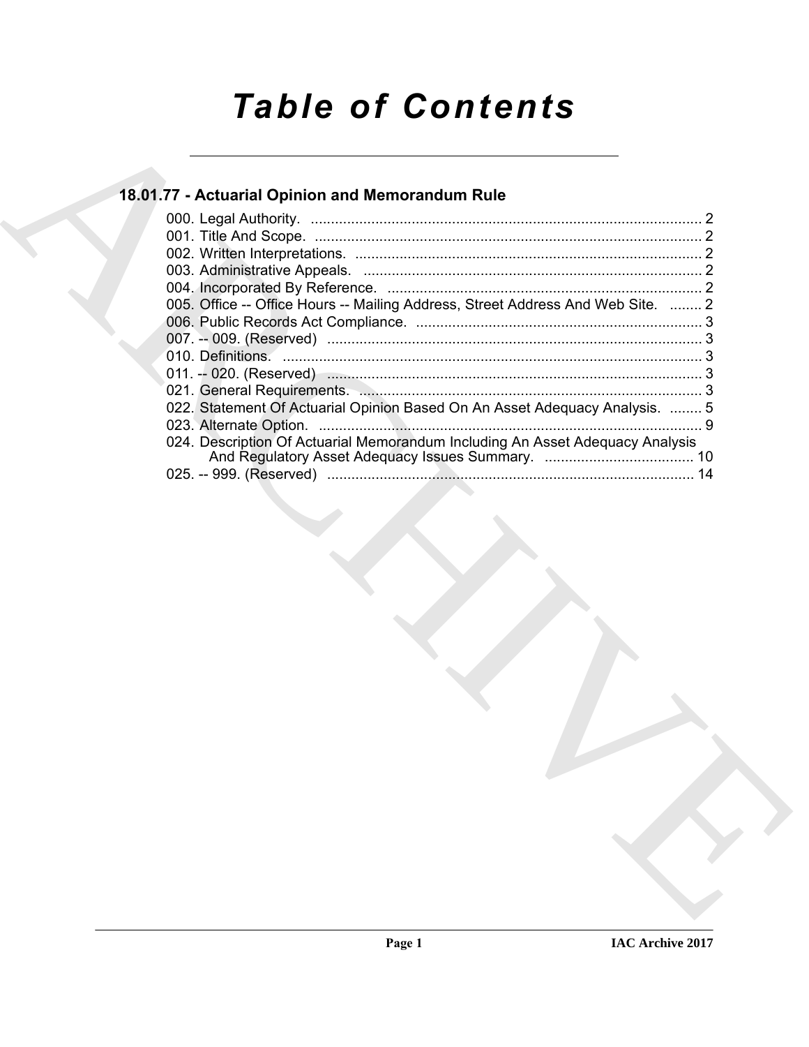# Table of Contents

## 18.01.77 - Actuarial Opinion and Memorandum Rule

000. Legal Authority. ........................................................................................ 2
001. Title And Scope. ........................................................................................ 2
002. Written Interpretations. ................................................................................ 2
003. Administrative Appeals. ................................................................................ 2
004. Incorporated By Reference. ........................................................................... 2
005. Office -- Office Hours -- Mailing Address, Street Address And Web Site. ........ 2
006. Public Records Act Compliance. ..................................................................... 3
007. -- 009. (Reserved) ........................................................................................ 3
010. Definitions. .................................................................................................. 3
011. -- 020. (Reserved) ........................................................................................ 3
021. General Requirements. .................................................................................. 3
022. Statement Of Actuarial Opinion Based On An Asset Adequacy Analysis. ........ 5
023. Alternate Option. ........................................................................................... 9
024. Description Of Actuarial Memorandum Including An Asset Adequacy Analysis And Regulatory Asset Adequacy Issues Summary. ..................................... 10
025. -- 999. (Reserved) ........................................................................................ 14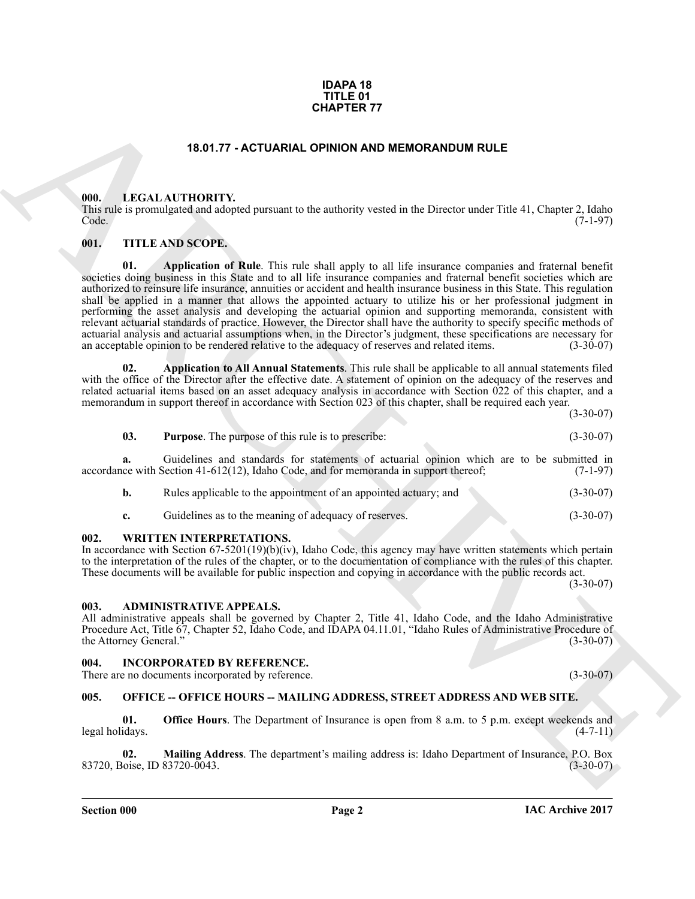**IDAPA 18**
**TITLE 01**
**CHAPTER 77**

# 18.01.77 - ACTUARIAL OPINION AND MEMORANDUM RULE

## 000. LEGAL AUTHORITY.

This rule is promulgated and adopted pursuant to the authority vested in the Director under Title 41, Chapter 2, Idaho Code. (7-1-97)

## 001. TITLE AND SCOPE.

**01. Application of Rule**. This rule shall apply to all life insurance companies and fraternal benefit societies doing business in this State and to all life insurance companies and fraternal benefit societies which are authorized to reinsure life insurance, annuities or accident and health insurance business in this State. This regulation shall be applied in a manner that allows the appointed actuary to utilize his or her professional judgment in performing the asset analysis and developing the actuarial opinion and supporting memoranda, consistent with relevant actuarial standards of practice. However, the Director shall have the authority to specify specific methods of actuarial analysis and actuarial assumptions when, in the Director's judgment, these specifications are necessary for an acceptable opinion to be rendered relative to the adequacy of reserves and related items. (3-30-07)

**02. Application to All Annual Statements**. This rule shall be applicable to all annual statements filed with the office of the Director after the effective date. A statement of opinion on the adequacy of the reserves and related actuarial items based on an asset adequacy analysis in accordance with Section 022 of this chapter, and a memorandum in support thereof in accordance with Section 023 of this chapter, shall be required each year. (3-30-07)

**03. Purpose**. The purpose of this rule is to prescribe: (3-30-07)

**a.** Guidelines and standards for statements of actuarial opinion which are to be submitted in accordance with Section 41-612(12), Idaho Code, and for memoranda in support thereof; (7-1-97)

**b.** Rules applicable to the appointment of an appointed actuary; and (3-30-07)

**c.** Guidelines as to the meaning of adequacy of reserves. (3-30-07)

## 002. WRITTEN INTERPRETATIONS.

In accordance with Section 67-5201(19)(b)(iv), Idaho Code, this agency may have written statements which pertain to the interpretation of the rules of the chapter, or to the documentation of compliance with the rules of this chapter. These documents will be available for public inspection and copying in accordance with the public records act. (3-30-07)

## 003. ADMINISTRATIVE APPEALS.

All administrative appeals shall be governed by Chapter 2, Title 41, Idaho Code, and the Idaho Administrative Procedure Act, Title 67, Chapter 52, Idaho Code, and IDAPA 04.11.01, "Idaho Rules of Administrative Procedure of the Attorney General." (3-30-07)

## 004. INCORPORATED BY REFERENCE.

There are no documents incorporated by reference. (3-30-07)

## 005. OFFICE -- OFFICE HOURS -- MAILING ADDRESS, STREET ADDRESS AND WEB SITE.

**01. Office Hours**. The Department of Insurance is open from 8 a.m. to 5 p.m. except weekends and legal holidays. (4-7-11)

**02. Mailing Address**. The department's mailing address is: Idaho Department of Insurance, P.O. Box 83720, Boise, ID 83720-0043. (3-30-07)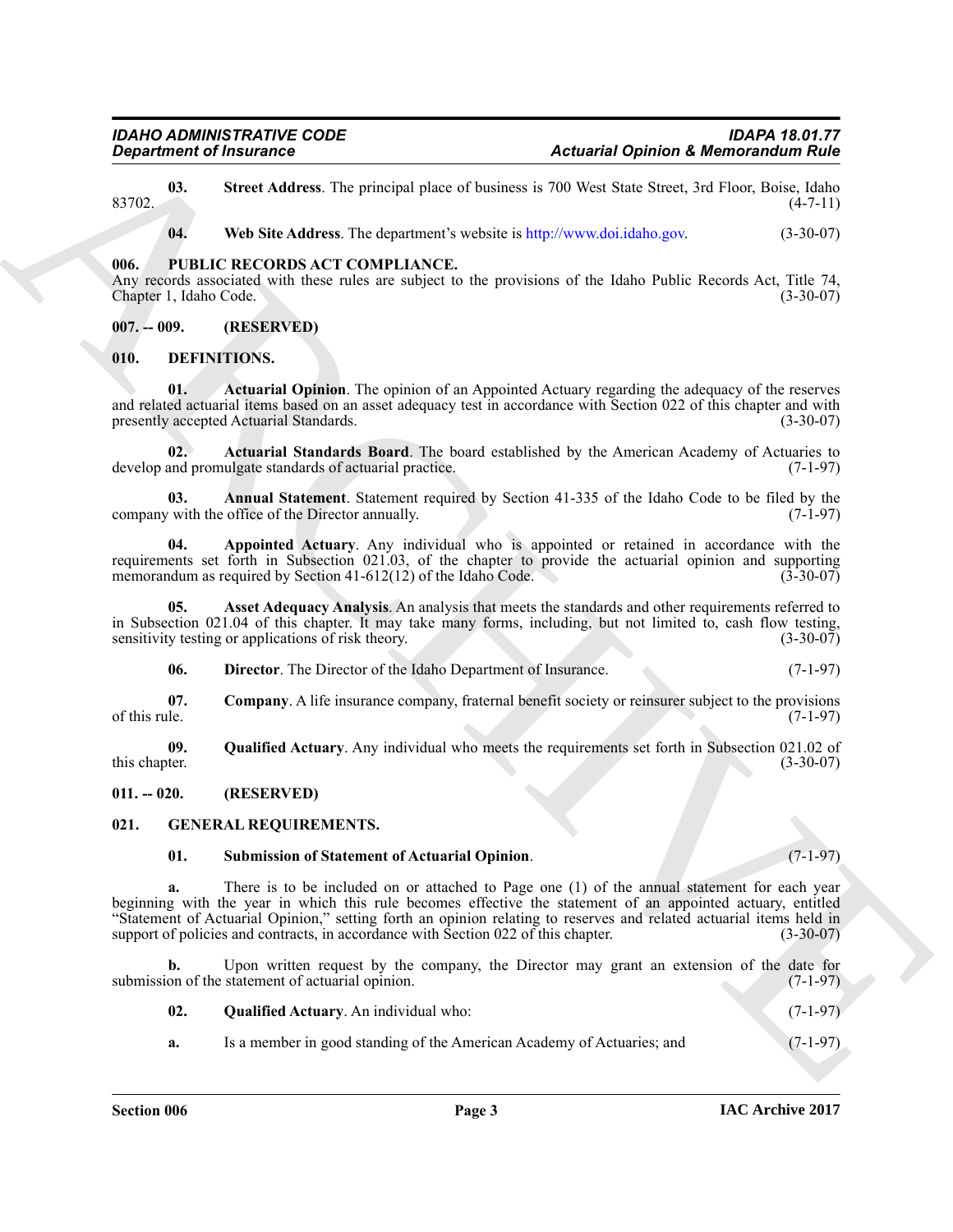**03. Street Address**. The principal place of business is 700 West State Street, 3rd Floor, Boise, Idaho 83702. (4-7-11)

**04. Web Site Address**. The department's website is http://www.doi.idaho.gov. (3-30-07)

### 006. PUBLIC RECORDS ACT COMPLIANCE.

Any records associated with these rules are subject to the provisions of the Idaho Public Records Act, Title 74, Chapter 1, Idaho Code. (3-30-07)

### 007. -- 009. (RESERVED)

### 010. DEFINITIONS.

**01. Actuarial Opinion**. The opinion of an Appointed Actuary regarding the adequacy of the reserves and related actuarial items based on an asset adequacy test in accordance with Section 022 of this chapter and with presently accepted Actuarial Standards. (3-30-07)

**02. Actuarial Standards Board**. The board established by the American Academy of Actuaries to develop and promulgate standards of actuarial practice. (7-1-97)

**03. Annual Statement**. Statement required by Section 41-335 of the Idaho Code to be filed by the company with the office of the Director annually. (7-1-97)

**04. Appointed Actuary**. Any individual who is appointed or retained in accordance with the requirements set forth in Subsection 021.03, of the chapter to provide the actuarial opinion and supporting memorandum as required by Section 41-612(12) of the Idaho Code. (3-30-07)

**05. Asset Adequacy Analysis**. An analysis that meets the standards and other requirements referred to in Subsection 021.04 of this chapter. It may take many forms, including, but not limited to, cash flow testing, sensitivity testing or applications of risk theory. (3-30-07)

**06. Director**. The Director of the Idaho Department of Insurance. (7-1-97)

**07. Company**. A life insurance company, fraternal benefit society or reinsurer subject to the provisions of this rule. (7-1-97)

**09. Qualified Actuary**. Any individual who meets the requirements set forth in Subsection 021.02 of this chapter. (3-30-07)

### 011. -- 020. (RESERVED)

### 021. GENERAL REQUIREMENTS.

**01. Submission of Statement of Actuarial Opinion**. (7-1-97)

**a.** There is to be included on or attached to Page one (1) of the annual statement for each year beginning with the year in which this rule becomes effective the statement of an appointed actuary, entitled "Statement of Actuarial Opinion," setting forth an opinion relating to reserves and related actuarial items held in support of policies and contracts, in accordance with Section 022 of this chapter. (3-30-07)

**b.** Upon written request by the company, the Director may grant an extension of the date for submission of the statement of actuarial opinion. (7-1-97)

**02. Qualified Actuary**. An individual who: (7-1-97)

**a.** Is a member in good standing of the American Academy of Actuaries; and (7-1-97)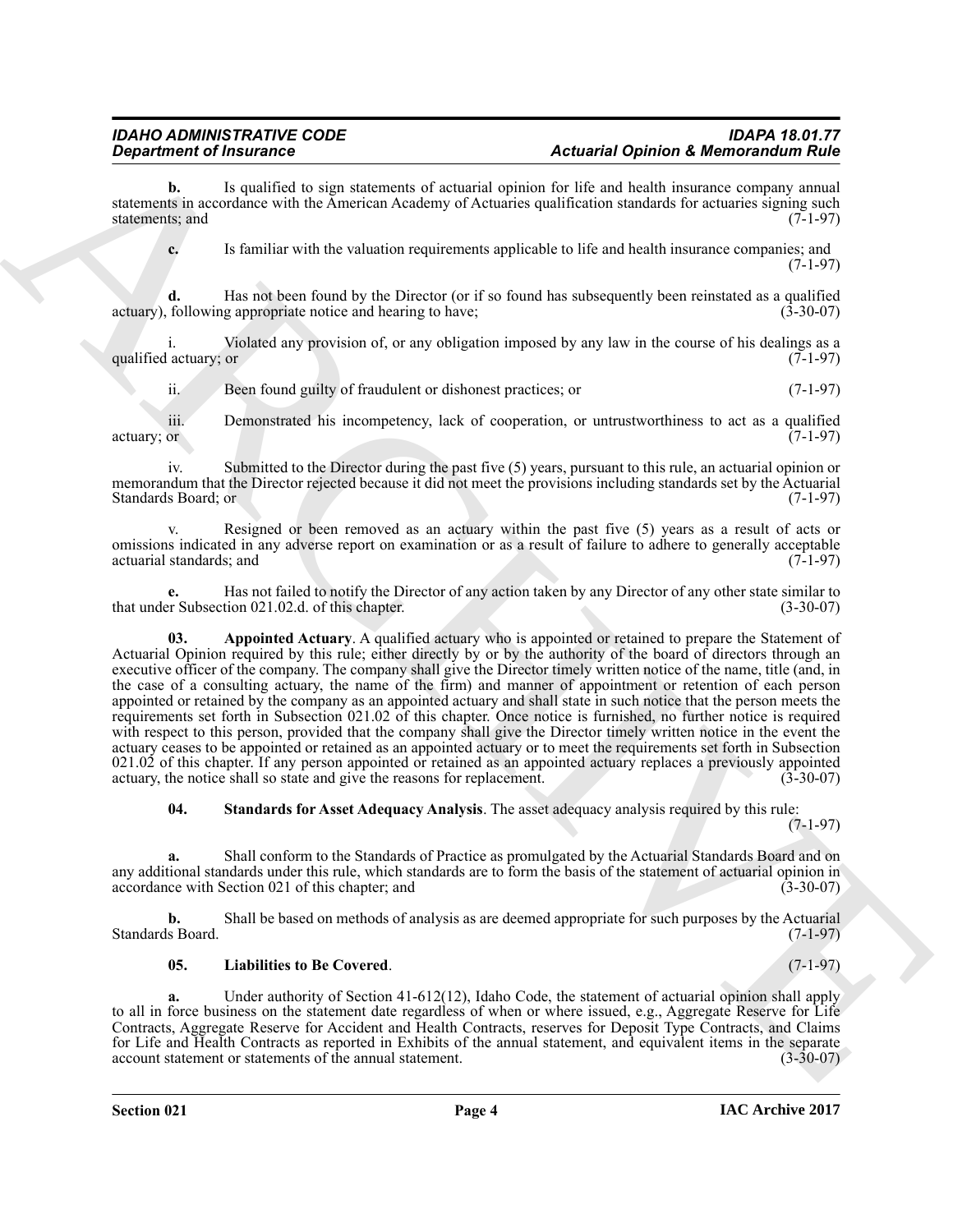**b.** Is qualified to sign statements of actuarial opinion for life and health insurance company annual statements in accordance with the American Academy of Actuaries qualification standards for actuaries signing such statements; and (7-1-97)

**c.** Is familiar with the valuation requirements applicable to life and health insurance companies; and (7-1-97)

**d.** Has not been found by the Director (or if so found has subsequently been reinstated as a qualified actuary), following appropriate notice and hearing to have; (3-30-07)

i. Violated any provision of, or any obligation imposed by any law in the course of his dealings as a qualified actuary; or (7-1-97)

ii. Been found guilty of fraudulent or dishonest practices; or (7-1-97)

iii. Demonstrated his incompetency, lack of cooperation, or untrustworthiness to act as a qualified actuary; or (7-1-97)

iv. Submitted to the Director during the past five (5) years, pursuant to this rule, an actuarial opinion or memorandum that the Director rejected because it did not meet the provisions including standards set by the Actuarial Standards Board; or (7-1-97)

v. Resigned or been removed as an actuary within the past five (5) years as a result of acts or omissions indicated in any adverse report on examination or as a result of failure to adhere to generally acceptable actuarial standards; and (7-1-97)

**e.** Has not failed to notify the Director of any action taken by any Director of any other state similar to that under Subsection 021.02.d. of this chapter. (3-30-07)

**03. Appointed Actuary**. A qualified actuary who is appointed or retained to prepare the Statement of Actuarial Opinion required by this rule; either directly by or by the authority of the board of directors through an executive officer of the company. The company shall give the Director timely written notice of the name, title (and, in the case of a consulting actuary, the name of the firm) and manner of appointment or retention of each person appointed or retained by the company as an appointed actuary and shall state in such notice that the person meets the requirements set forth in Subsection 021.02 of this chapter. Once notice is furnished, no further notice is required with respect to this person, provided that the company shall give the Director timely written notice in the event the actuary ceases to be appointed or retained as an appointed actuary or to meet the requirements set forth in Subsection 021.02 of this chapter. If any person appointed or retained as an appointed actuary replaces a previously appointed actuary, the notice shall so state and give the reasons for replacement. (3-30-07)

**04. Standards for Asset Adequacy Analysis**. The asset adequacy analysis required by this rule: (7-1-97)

**a.** Shall conform to the Standards of Practice as promulgated by the Actuarial Standards Board and on any additional standards under this rule, which standards are to form the basis of the statement of actuarial opinion in accordance with Section 021 of this chapter; and (3-30-07)

**b.** Shall be based on methods of analysis as are deemed appropriate for such purposes by the Actuarial Standards Board. (7-1-97)

**05. Liabilities to Be Covered**. (7-1-97)

**a.** Under authority of Section 41-612(12), Idaho Code, the statement of actuarial opinion shall apply to all in force business on the statement date regardless of when or where issued, e.g., Aggregate Reserve for Life Contracts, Aggregate Reserve for Accident and Health Contracts, reserves for Deposit Type Contracts, and Claims for Life and Health Contracts as reported in Exhibits of the annual statement, and equivalent items in the separate account statement or statements of the annual statement. (3-30-07)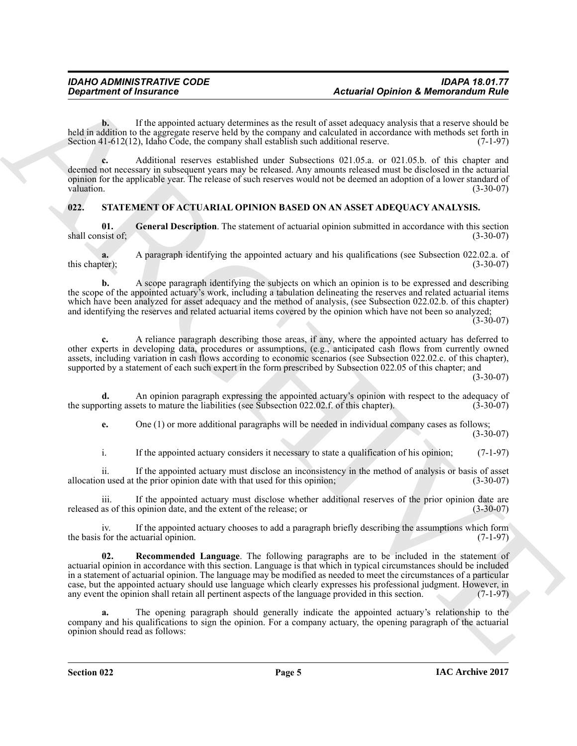**b.** If the appointed actuary determines as the result of asset adequacy analysis that a reserve should be held in addition to the aggregate reserve held by the company and calculated in accordance with methods set forth in Section 41-612(12), Idaho Code, the company shall establish such additional reserve. (7-1-97)

**c.** Additional reserves established under Subsections 021.05.a. or 021.05.b. of this chapter and deemed not necessary in subsequent years may be released. Any amounts released must be disclosed in the actuarial opinion for the applicable year. The release of such reserves would not be deemed an adoption of a lower standard of valuation. (3-30-07)

## 022. STATEMENT OF ACTUARIAL OPINION BASED ON AN ASSET ADEQUACY ANALYSIS.

**01. General Description**. The statement of actuarial opinion submitted in accordance with this section shall consist of; (3-30-07)

**a.** A paragraph identifying the appointed actuary and his qualifications (see Subsection 022.02.a. of this chapter); (3-30-07)

**b.** A scope paragraph identifying the subjects on which an opinion is to be expressed and describing the scope of the appointed actuary's work, including a tabulation delineating the reserves and related actuarial items which have been analyzed for asset adequacy and the method of analysis, (see Subsection 022.02.b. of this chapter) and identifying the reserves and related actuarial items covered by the opinion which have not been so analyzed; (3-30-07)

**c.** A reliance paragraph describing those areas, if any, where the appointed actuary has deferred to other experts in developing data, procedures or assumptions, (e.g., anticipated cash flows from currently owned assets, including variation in cash flows according to economic scenarios (see Subsection 022.02.c. of this chapter), supported by a statement of each such expert in the form prescribed by Subsection 022.05 of this chapter; and (3-30-07)

**d.** An opinion paragraph expressing the appointed actuary's opinion with respect to the adequacy of the supporting assets to mature the liabilities (see Subsection 022.02.f. of this chapter). (3-30-07)

**e.** One (1) or more additional paragraphs will be needed in individual company cases as follows; (3-30-07)

i. If the appointed actuary considers it necessary to state a qualification of his opinion; (7-1-97)

ii. If the appointed actuary must disclose an inconsistency in the method of analysis or basis of asset allocation used at the prior opinion date with that used for this opinion; (3-30-07)

iii. If the appointed actuary must disclose whether additional reserves of the prior opinion date are released as of this opinion date, and the extent of the release; or (3-30-07)

iv. If the appointed actuary chooses to add a paragraph briefly describing the assumptions which form the basis for the actuarial opinion. (7-1-97)

**02. Recommended Language**. The following paragraphs are to be included in the statement of actuarial opinion in accordance with this section. Language is that which in typical circumstances should be included in a statement of actuarial opinion. The language may be modified as needed to meet the circumstances of a particular case, but the appointed actuary should use language which clearly expresses his professional judgment. However, in any event the opinion shall retain all pertinent aspects of the language provided in this section. (7-1-97)

**a.** The opening paragraph should generally indicate the appointed actuary's relationship to the company and his qualifications to sign the opinion. For a company actuary, the opening paragraph of the actuarial opinion should read as follows: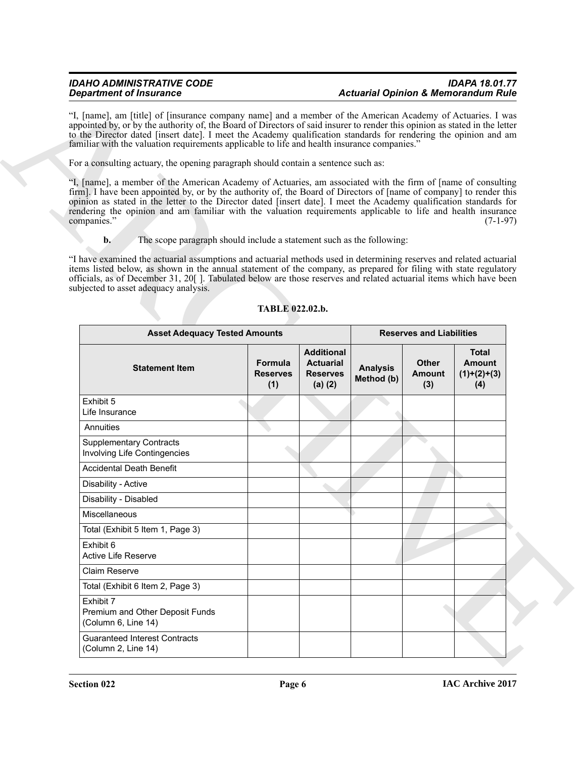"I, [name], am [title] of [insurance company name] and a member of the American Academy of Actuaries. I was appointed by, or by the authority of, the Board of Directors of said insurer to render this opinion as stated in the letter to the Director dated [insert date]. I meet the Academy qualification standards for rendering the opinion and am familiar with the valuation requirements applicable to life and health insurance companies."

For a consulting actuary, the opening paragraph should contain a sentence such as:

"I, [name], a member of the American Academy of Actuaries, am associated with the firm of [name of consulting firm]. I have been appointed by, or by the authority of, the Board of Directors of [name of company] to render this opinion as stated in the letter to the Director dated [insert date]. I meet the Academy qualification standards for rendering the opinion and am familiar with the valuation requirements applicable to life and health insurance companies." (7-1-97)

**b.** The scope paragraph should include a statement such as the following:

"I have examined the actuarial assumptions and actuarial methods used in determining reserves and related actuarial items listed below, as shown in the annual statement of the company, as prepared for filing with state regulatory officials, as of December 31, 20[ ]. Tabulated below are those reserves and related actuarial items which have been subjected to asset adequacy analysis.

**TABLE 022.02.b.**

| Asset Adequacy Tested Amounts | | | Reserves and Liabilities | | |
|---|---|---|---|---|---|
| **Statement Item** | **Formula Reserves (1)** | **Additional Actuarial Reserves (a) (2)** | **Analysis Method (b)** | **Other Amount (3)** | **Total Amount (1)+(2)+(3) (4)** |
| Exhibit 5<br>Life Insurance | | | | | |
| Annuities | | | | | |
| Supplementary Contracts Involving Life Contingencies | | | | | |
| Accidental Death Benefit | | | | | |
| Disability - Active | | | | | |
| Disability - Disabled | | | | | |
| Miscellaneous | | | | | |
| Total (Exhibit 5 Item 1, Page 3) | | | | | |
| Exhibit 6<br>Active Life Reserve | | | | | |
| Claim Reserve | | | | | |
| Total (Exhibit 6 Item 2, Page 3) | | | | | |
| Exhibit 7<br>Premium and Other Deposit Funds (Column 6, Line 14) | | | | | |
| Guaranteed Interest Contracts (Column 2, Line 14) | | | | | |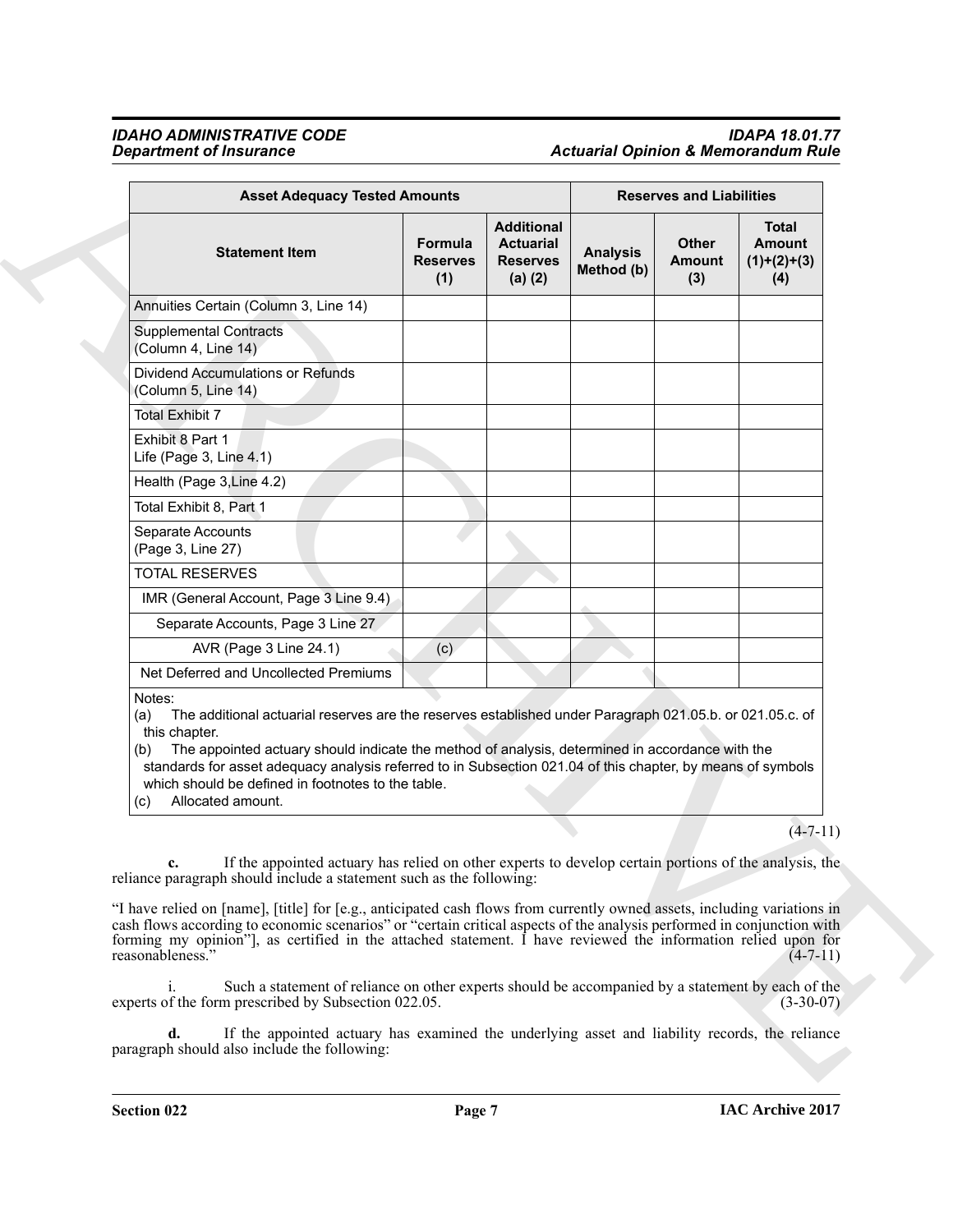| Asset Adequacy Tested Amounts | | | Reserves and Liabilities | | |
|---|---|---|---|---|---|
| Statement Item | Formula Reserves (1) | Additional Actuarial Reserves (a) (2) | Analysis Method (b) | Other Amount (3) | Total Amount (1)+(2)+(3) (4) |
| Annuities Certain (Column 3, Line 14) | | | | | |
| Supplemental Contracts (Column 4, Line 14) | | | | | |
| Dividend Accumulations or Refunds (Column 5, Line 14) | | | | | |
| Total Exhibit 7 | | | | | |
| Exhibit 8 Part 1 Life (Page 3, Line 4.1) | | | | | |
| Health (Page 3,Line 4.2) | | | | | |
| Total Exhibit 8, Part 1 | | | | | |
| Separate Accounts (Page 3, Line 27) | | | | | |
| TOTAL RESERVES | | | | | |
| IMR (General Account, Page 3 Line 9.4) | | | | | |
| Separate Accounts, Page 3 Line 27 | | | | | |
| AVR (Page 3 Line 24.1) | (c) | | | | |
| Net Deferred and Uncollected Premiums | | | | | |

Notes:
(a) The additional actuarial reserves are the reserves established under Paragraph 021.05.b. or 021.05.c. of this chapter.
(b) The appointed actuary should indicate the method of analysis, determined in accordance with the standards for asset adequacy analysis referred to in Subsection 021.04 of this chapter, by means of symbols which should be defined in footnotes to the table.
(c) Allocated amount.

(4-7-11)

**c.** If the appointed actuary has relied on other experts to develop certain portions of the analysis, the reliance paragraph should include a statement such as the following:

"I have relied on [name], [title] for [e.g., anticipated cash flows from currently owned assets, including variations in cash flows according to economic scenarios" or "certain critical aspects of the analysis performed in conjunction with forming my opinion"], as certified in the attached statement. I have reviewed the information relied upon for reasonableness." (4-7-11)

i. Such a statement of reliance on other experts should be accompanied by a statement by each of the experts of the form prescribed by Subsection 022.05. (3-30-07)

**d.** If the appointed actuary has examined the underlying asset and liability records, the reliance paragraph should also include the following: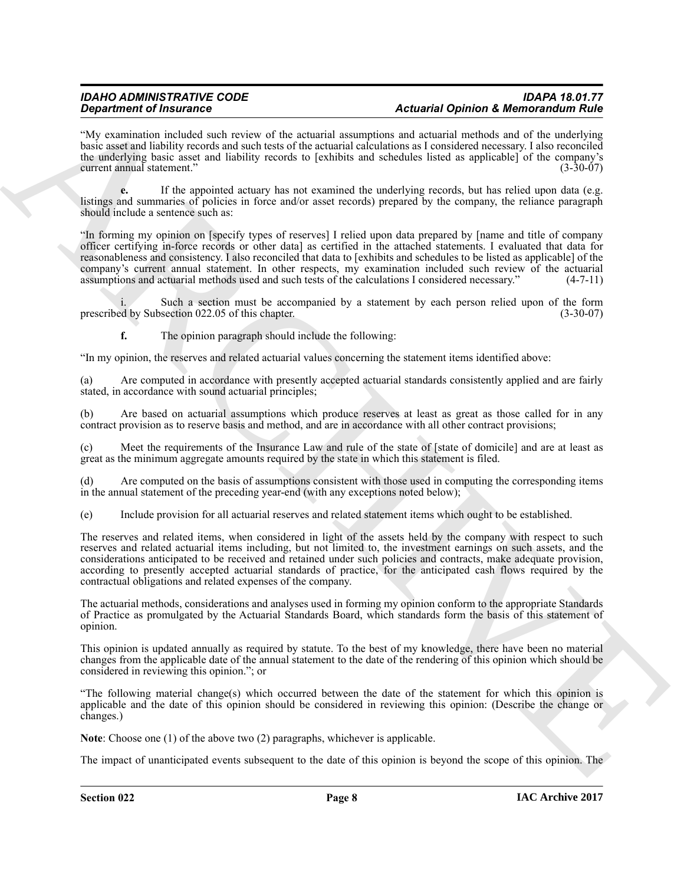"My examination included such review of the actuarial assumptions and actuarial methods and of the underlying basic asset and liability records and such tests of the actuarial calculations as I considered necessary. I also reconciled the underlying basic asset and liability records to [exhibits and schedules listed as applicable] of the company's current annual statement." (3-30-07)

**e.** If the appointed actuary has not examined the underlying records, but has relied upon data (e.g. listings and summaries of policies in force and/or asset records) prepared by the company, the reliance paragraph should include a sentence such as:

"In forming my opinion on [specify types of reserves] I relied upon data prepared by [name and title of company officer certifying in-force records or other data] as certified in the attached statements. I evaluated that data for reasonableness and consistency. I also reconciled that data to [exhibits and schedules to be listed as applicable] of the company's current annual statement. In other respects, my examination included such review of the actuarial assumptions and actuarial methods used and such tests of the calculations I considered necessary." (4-7-11)

i. Such a section must be accompanied by a statement by each person relied upon of the form prescribed by Subsection 022.05 of this chapter. (3-30-07)

**f.** The opinion paragraph should include the following:

"In my opinion, the reserves and related actuarial values concerning the statement items identified above:

(a) Are computed in accordance with presently accepted actuarial standards consistently applied and are fairly stated, in accordance with sound actuarial principles;

(b) Are based on actuarial assumptions which produce reserves at least as great as those called for in any contract provision as to reserve basis and method, and are in accordance with all other contract provisions;

(c) Meet the requirements of the Insurance Law and rule of the state of [state of domicile] and are at least as great as the minimum aggregate amounts required by the state in which this statement is filed.

(d) Are computed on the basis of assumptions consistent with those used in computing the corresponding items in the annual statement of the preceding year-end (with any exceptions noted below);

(e) Include provision for all actuarial reserves and related statement items which ought to be established.

The reserves and related items, when considered in light of the assets held by the company with respect to such reserves and related actuarial items including, but not limited to, the investment earnings on such assets, and the considerations anticipated to be received and retained under such policies and contracts, make adequate provision, according to presently accepted actuarial standards of practice, for the anticipated cash flows required by the contractual obligations and related expenses of the company.

The actuarial methods, considerations and analyses used in forming my opinion conform to the appropriate Standards of Practice as promulgated by the Actuarial Standards Board, which standards form the basis of this statement of opinion.

This opinion is updated annually as required by statute. To the best of my knowledge, there have been no material changes from the applicable date of the annual statement to the date of the rendering of this opinion which should be considered in reviewing this opinion."; or

"The following material change(s) which occurred between the date of the statement for which this opinion is applicable and the date of this opinion should be considered in reviewing this opinion: (Describe the change or changes.)

**Note**: Choose one (1) of the above two (2) paragraphs, whichever is applicable.

The impact of unanticipated events subsequent to the date of this opinion is beyond the scope of this opinion. The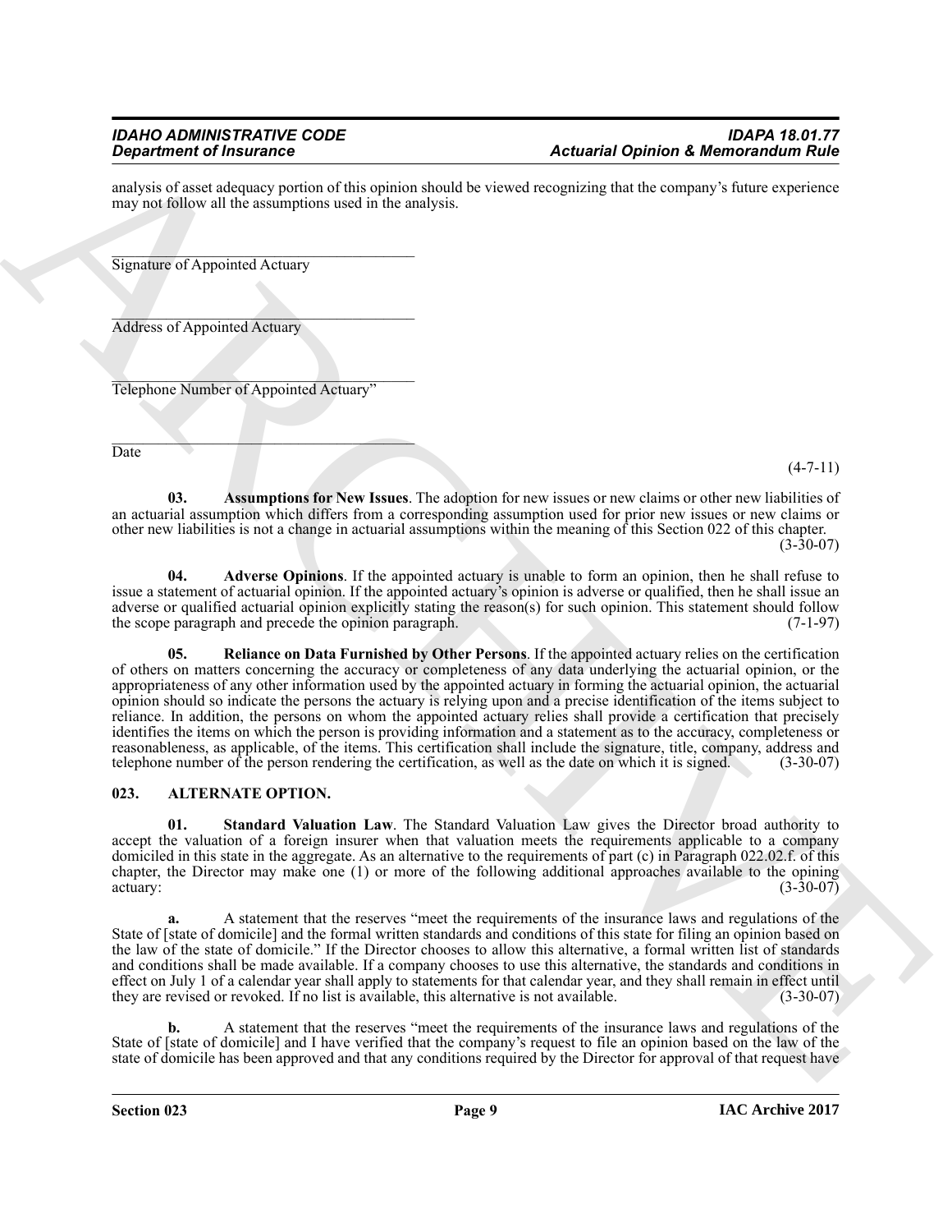analysis of asset adequacy portion of this opinion should be viewed recognizing that the company's future experience may not follow all the assumptions used in the analysis.

_______________________________________
Signature of Appointed Actuary

_______________________________________
Address of Appointed Actuary

_______________________________________
Telephone Number of Appointed Actuary"

_______________________________________
Date

(4-7-11)

**03. Assumptions for New Issues**. The adoption for new issues or new claims or other new liabilities of an actuarial assumption which differs from a corresponding assumption used for prior new issues or new claims or other new liabilities is not a change in actuarial assumptions within the meaning of this Section 022 of this chapter. (3-30-07)

**04. Adverse Opinions**. If the appointed actuary is unable to form an opinion, then he shall refuse to issue a statement of actuarial opinion. If the appointed actuary's opinion is adverse or qualified, then he shall issue an adverse or qualified actuarial opinion explicitly stating the reason(s) for such opinion. This statement should follow the scope paragraph and precede the opinion paragraph. (7-1-97)

**05. Reliance on Data Furnished by Other Persons**. If the appointed actuary relies on the certification of others on matters concerning the accuracy or completeness of any data underlying the actuarial opinion, or the appropriateness of any other information used by the appointed actuary in forming the actuarial opinion, the actuarial opinion should so indicate the persons the actuary is relying upon and a precise identification of the items subject to reliance. In addition, the persons on whom the appointed actuary relies shall provide a certification that precisely identifies the items on which the person is providing information and a statement as to the accuracy, completeness or reasonableness, as applicable, of the items. This certification shall include the signature, title, company, address and telephone number of the person rendering the certification, as well as the date on which it is signed. (3-30-07)

## 023. ALTERNATE OPTION.

**01. Standard Valuation Law**. The Standard Valuation Law gives the Director broad authority to accept the valuation of a foreign insurer when that valuation meets the requirements applicable to a company domiciled in this state in the aggregate. As an alternative to the requirements of part (c) in Paragraph 022.02.f. of this chapter, the Director may make one (1) or more of the following additional approaches available to the opining actuary: (3-30-07)

**a.** A statement that the reserves "meet the requirements of the insurance laws and regulations of the State of [state of domicile] and the formal written standards and conditions of this state for filing an opinion based on the law of the state of domicile." If the Director chooses to allow this alternative, a formal written list of standards and conditions shall be made available. If a company chooses to use this alternative, the standards and conditions in effect on July 1 of a calendar year shall apply to statements for that calendar year, and they shall remain in effect until they are revised or revoked. If no list is available, this alternative is not available. (3-30-07)

**b.** A statement that the reserves "meet the requirements of the insurance laws and regulations of the State of [state of domicile] and I have verified that the company's request to file an opinion based on the law of the state of domicile has been approved and that any conditions required by the Director for approval of that request have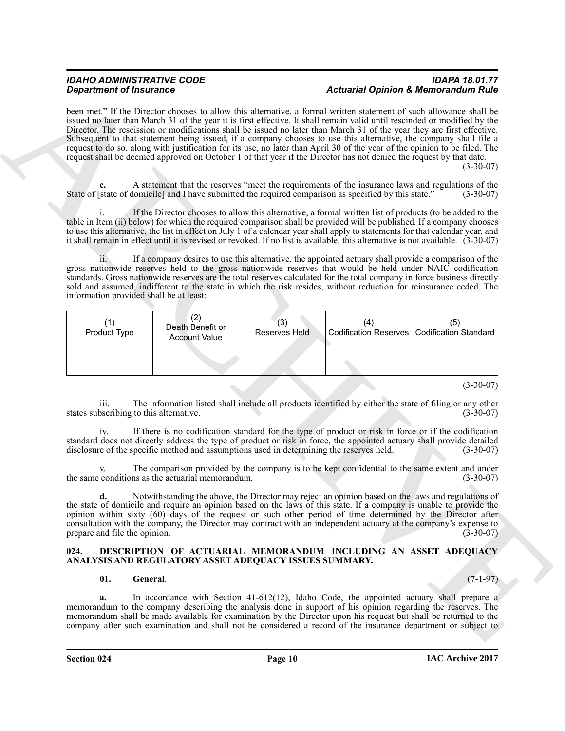been met." If the Director chooses to allow this alternative, a formal written statement of such allowance shall be issued no later than March 31 of the year it is first effective. It shall remain valid until rescinded or modified by the Director. The rescission or modifications shall be issued no later than March 31 of the year they are first effective. Subsequent to that statement being issued, if a company chooses to use this alternative, the company shall file a request to do so, along with justification for its use, no later than April 30 of the year of the opinion to be filed. The request shall be deemed approved on October 1 of that year if the Director has not denied the request by that date. (3-30-07)

**c.** A statement that the reserves "meet the requirements of the insurance laws and regulations of the State of [state of domicile] and I have submitted the required comparison as specified by this state." (3-30-07)

i. If the Director chooses to allow this alternative, a formal written list of products (to be added to the table in Item (ii) below) for which the required comparison shall be provided will be published. If a company chooses to use this alternative, the list in effect on July 1 of a calendar year shall apply to statements for that calendar year, and it shall remain in effect until it is revised or revoked. If no list is available, this alternative is not available. (3-30-07)

ii. If a company desires to use this alternative, the appointed actuary shall provide a comparison of the gross nationwide reserves held to the gross nationwide reserves that would be held under NAIC codification standards. Gross nationwide reserves are the total reserves calculated for the total company in force business directly sold and assumed, indifferent to the state in which the risk resides, without reduction for reinsurance ceded. The information provided shall be at least:

| (1) Product Type | (2) Death Benefit or Account Value | (3) Reserves Held | (4) Codification Reserves | (5) Codification Standard |
|---|---|---|---|---|
| | | | | |
| | | | | |

(3-30-07)

iii. The information listed shall include all products identified by either the state of filing or any other states subscribing to this alternative. (3-30-07)

iv. If there is no codification standard for the type of product or risk in force or if the codification standard does not directly address the type of product or risk in force, the appointed actuary shall provide detailed disclosure of the specific method and assumptions used in determining the reserves held. (3-30-07)

v. The comparison provided by the company is to be kept confidential to the same extent and under the same conditions as the actuarial memorandum. (3-30-07)

**d.** Notwithstanding the above, the Director may reject an opinion based on the laws and regulations of the state of domicile and require an opinion based on the laws of this state. If a company is unable to provide the opinion within sixty (60) days of the request or such other period of time determined by the Director after consultation with the company, the Director may contract with an independent actuary at the company's expense to prepare and file the opinion. (3-30-07)

### 024. DESCRIPTION OF ACTUARIAL MEMORANDUM INCLUDING AN ASSET ADEQUACY ANALYSIS AND REGULATORY ASSET ADEQUACY ISSUES SUMMARY.

**01. General**. (7-1-97)

**a.** In accordance with Section 41-612(12), Idaho Code, the appointed actuary shall prepare a memorandum to the company describing the analysis done in support of his opinion regarding the reserves. The memorandum shall be made available for examination by the Director upon his request but shall be returned to the company after such examination and shall not be considered a record of the insurance department or subject to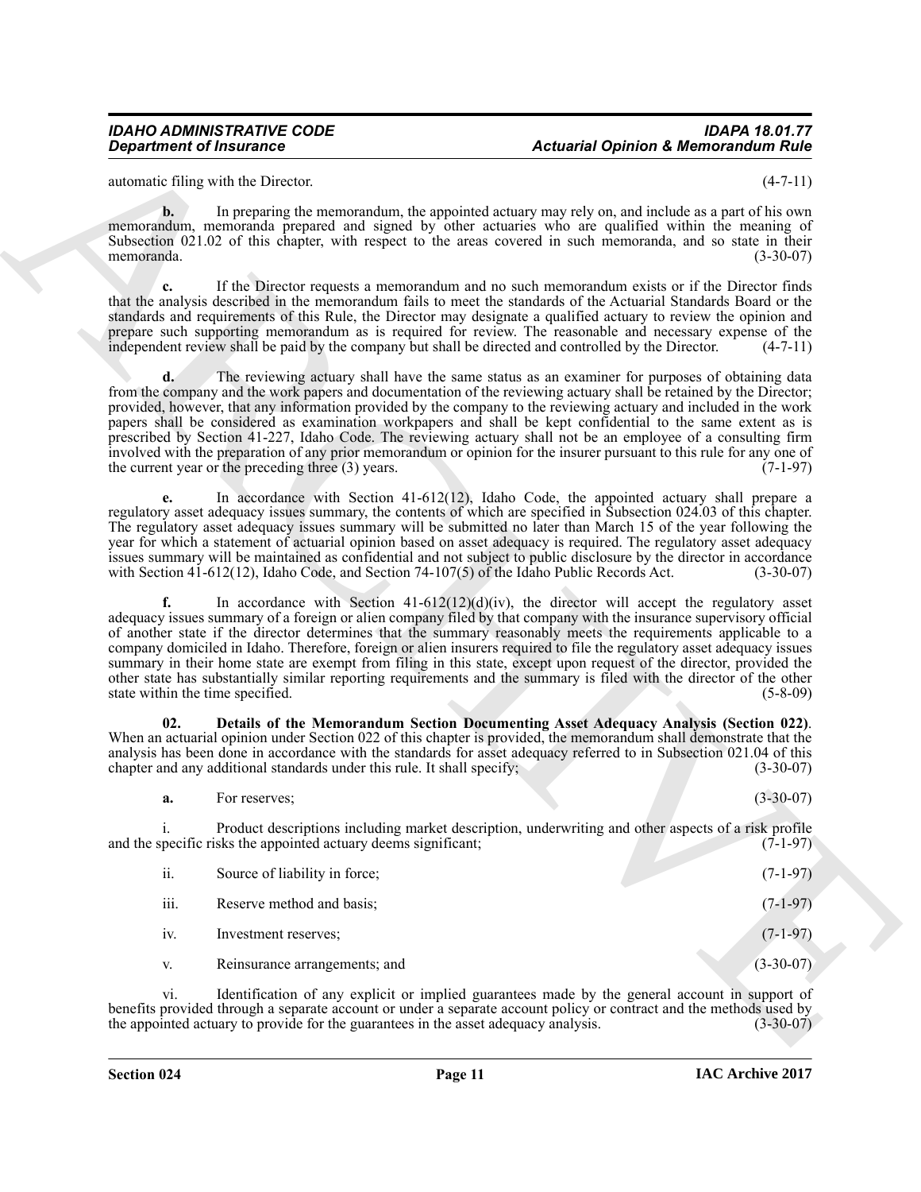automatic filing with the Director. (4-7-11)

**b.** In preparing the memorandum, the appointed actuary may rely on, and include as a part of his own memorandum, memoranda prepared and signed by other actuaries who are qualified within the meaning of Subsection 021.02 of this chapter, with respect to the areas covered in such memoranda, and so state in their memoranda. (3-30-07)

**c.** If the Director requests a memorandum and no such memorandum exists or if the Director finds that the analysis described in the memorandum fails to meet the standards of the Actuarial Standards Board or the standards and requirements of this Rule, the Director may designate a qualified actuary to review the opinion and prepare such supporting memorandum as is required for review. The reasonable and necessary expense of the independent review shall be paid by the company but shall be directed and controlled by the Director. (4-7-11)

**d.** The reviewing actuary shall have the same status as an examiner for purposes of obtaining data from the company and the work papers and documentation of the reviewing actuary shall be retained by the Director; provided, however, that any information provided by the company to the reviewing actuary and included in the work papers shall be considered as examination workpapers and shall be kept confidential to the same extent as is prescribed by Section 41-227, Idaho Code. The reviewing actuary shall not be an employee of a consulting firm involved with the preparation of any prior memorandum or opinion for the insurer pursuant to this rule for any one of the current year or the preceding three (3) years. (7-1-97)

**e.** In accordance with Section 41-612(12), Idaho Code, the appointed actuary shall prepare a regulatory asset adequacy issues summary, the contents of which are specified in Subsection 024.03 of this chapter. The regulatory asset adequacy issues summary will be submitted no later than March 15 of the year following the year for which a statement of actuarial opinion based on asset adequacy is required. The regulatory asset adequacy issues summary will be maintained as confidential and not subject to public disclosure by the director in accordance with Section 41-612(12), Idaho Code, and Section 74-107(5) of the Idaho Public Records Act. (3-30-07)

**f.** In accordance with Section 41-612(12)(d)(iv), the director will accept the regulatory asset adequacy issues summary of a foreign or alien company filed by that company with the insurance supervisory official of another state if the director determines that the summary reasonably meets the requirements applicable to a company domiciled in Idaho. Therefore, foreign or alien insurers required to file the regulatory asset adequacy issues summary in their home state are exempt from filing in this state, except upon request of the director, provided the other state has substantially similar reporting requirements and the summary is filed with the director of the other state within the time specified. (5-8-09)

**02. Details of the Memorandum Section Documenting Asset Adequacy Analysis (Section 022)**. When an actuarial opinion under Section 022 of this chapter is provided, the memorandum shall demonstrate that the analysis has been done in accordance with the standards for asset adequacy referred to in Subsection 021.04 of this chapter and any additional standards under this rule. It shall specify; (3-30-07)

**a.** For reserves; (3-30-07)

i. Product descriptions including market description, underwriting and other aspects of a risk profile and the specific risks the appointed actuary deems significant; (7-1-97)

ii. Source of liability in force; (7-1-97)

iii. Reserve method and basis; (7-1-97)

iv. Investment reserves; (7-1-97)

v. Reinsurance arrangements; and (3-30-07)

vi. Identification of any explicit or implied guarantees made by the general account in support of benefits provided through a separate account or under a separate account policy or contract and the methods used by the appointed actuary to provide for the guarantees in the asset adequacy analysis. (3-30-07)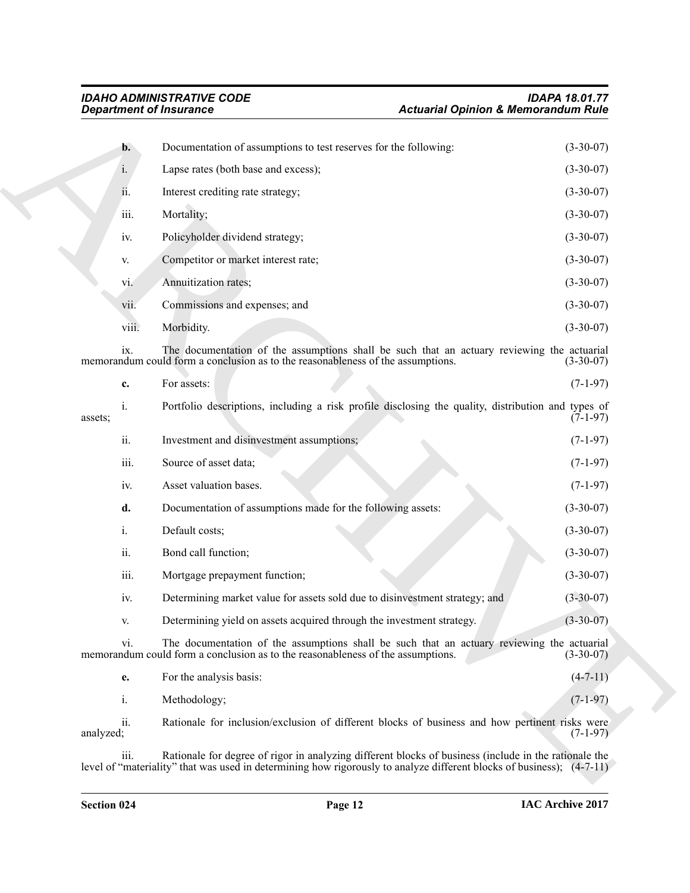**b.** Documentation of assumptions to test reserves for the following: (3-30-07)

i. Lapse rates (both base and excess); (3-30-07)

ii. Interest crediting rate strategy; (3-30-07)

iii. Mortality; (3-30-07)

iv. Policyholder dividend strategy; (3-30-07)

v. Competitor or market interest rate; (3-30-07)

vi. Annuitization rates; (3-30-07)

vii. Commissions and expenses; and (3-30-07)

viii. Morbidity. (3-30-07)

ix. The documentation of the assumptions shall be such that an actuary reviewing the actuarial memorandum could form a conclusion as to the reasonableness of the assumptions. (3-30-07)

**c.** For assets: (7-1-97)

i. Portfolio descriptions, including a risk profile disclosing the quality, distribution and types of assets; (7-1-97)

ii. Investment and disinvestment assumptions; (7-1-97)

iii. Source of asset data; (7-1-97)

iv. Asset valuation bases. (7-1-97)

**d.** Documentation of assumptions made for the following assets: (3-30-07)

i. Default costs; (3-30-07)

ii. Bond call function; (3-30-07)

iii. Mortgage prepayment function; (3-30-07)

iv. Determining market value for assets sold due to disinvestment strategy; and (3-30-07)

v. Determining yield on assets acquired through the investment strategy. (3-30-07)

vi. The documentation of the assumptions shall be such that an actuary reviewing the actuarial memorandum could form a conclusion as to the reasonableness of the assumptions. (3-30-07)

**e.** For the analysis basis: (4-7-11)

i. Methodology; (7-1-97)

ii. Rationale for inclusion/exclusion of different blocks of business and how pertinent risks were analyzed; (7-1-97)

iii. Rationale for degree of rigor in analyzing different blocks of business (include in the rationale the level of "materiality" that was used in determining how rigorously to analyze different blocks of business); (4-7-11)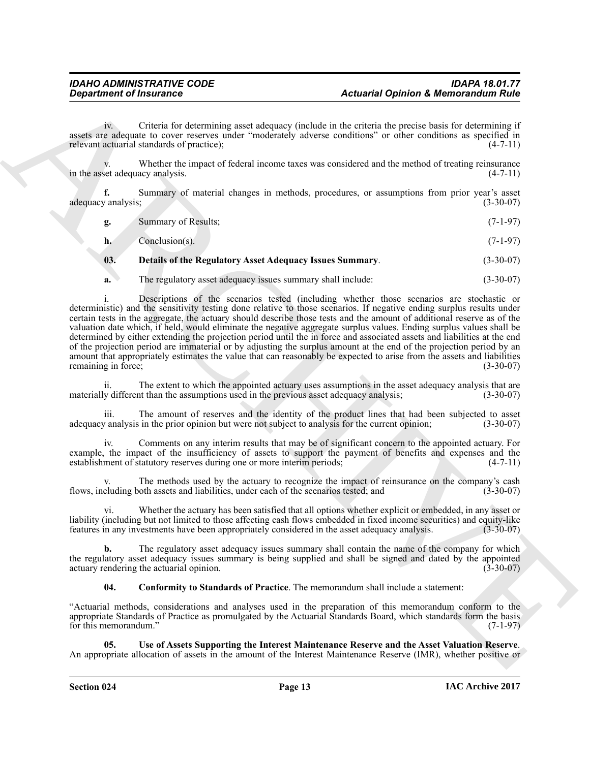iv. Criteria for determining asset adequacy (include in the criteria the precise basis for determining if assets are adequate to cover reserves under "moderately adverse conditions" or other conditions as specified in relevant actuarial standards of practice); (4-7-11)

v. Whether the impact of federal income taxes was considered and the method of treating reinsurance in the asset adequacy analysis. (4-7-11)

**f.** Summary of material changes in methods, procedures, or assumptions from prior year's asset adequacy analysis; (3-30-07)

**g.** Summary of Results; (7-1-97)

**h.** Conclusion(s). (7-1-97)

**03. Details of the Regulatory Asset Adequacy Issues Summary**. (3-30-07)

**a.** The regulatory asset adequacy issues summary shall include: (3-30-07)

i. Descriptions of the scenarios tested (including whether those scenarios are stochastic or deterministic) and the sensitivity testing done relative to those scenarios. If negative ending surplus results under certain tests in the aggregate, the actuary should describe those tests and the amount of additional reserve as of the valuation date which, if held, would eliminate the negative aggregate surplus values. Ending surplus values shall be determined by either extending the projection period until the in force and associated assets and liabilities at the end of the projection period are immaterial or by adjusting the surplus amount at the end of the projection period by an amount that appropriately estimates the value that can reasonably be expected to arise from the assets and liabilities remaining in force; (3-30-07)

ii. The extent to which the appointed actuary uses assumptions in the asset adequacy analysis that are materially different than the assumptions used in the previous asset adequacy analysis; (3-30-07)

iii. The amount of reserves and the identity of the product lines that had been subjected to asset adequacy analysis in the prior opinion but were not subject to analysis for the current opinion; (3-30-07)

iv. Comments on any interim results that may be of significant concern to the appointed actuary. For example, the impact of the insufficiency of assets to support the payment of benefits and expenses and the establishment of statutory reserves during one or more interim periods; (4-7-11)

v. The methods used by the actuary to recognize the impact of reinsurance on the company's cash flows, including both assets and liabilities, under each of the scenarios tested; and (3-30-07)

vi. Whether the actuary has been satisfied that all options whether explicit or embedded, in any asset or liability (including but not limited to those affecting cash flows embedded in fixed income securities) and equity-like features in any investments have been appropriately considered in the asset adequacy analysis. (3-30-07)

**b.** The regulatory asset adequacy issues summary shall contain the name of the company for which the regulatory asset adequacy issues summary is being supplied and shall be signed and dated by the appointed actuary rendering the actuarial opinion. (3-30-07)

**04. Conformity to Standards of Practice**. The memorandum shall include a statement:

"Actuarial methods, considerations and analyses used in the preparation of this memorandum conform to the appropriate Standards of Practice as promulgated by the Actuarial Standards Board, which standards form the basis for this memorandum." (7-1-97)

**05. Use of Assets Supporting the Interest Maintenance Reserve and the Asset Valuation Reserve**. An appropriate allocation of assets in the amount of the Interest Maintenance Reserve (IMR), whether positive or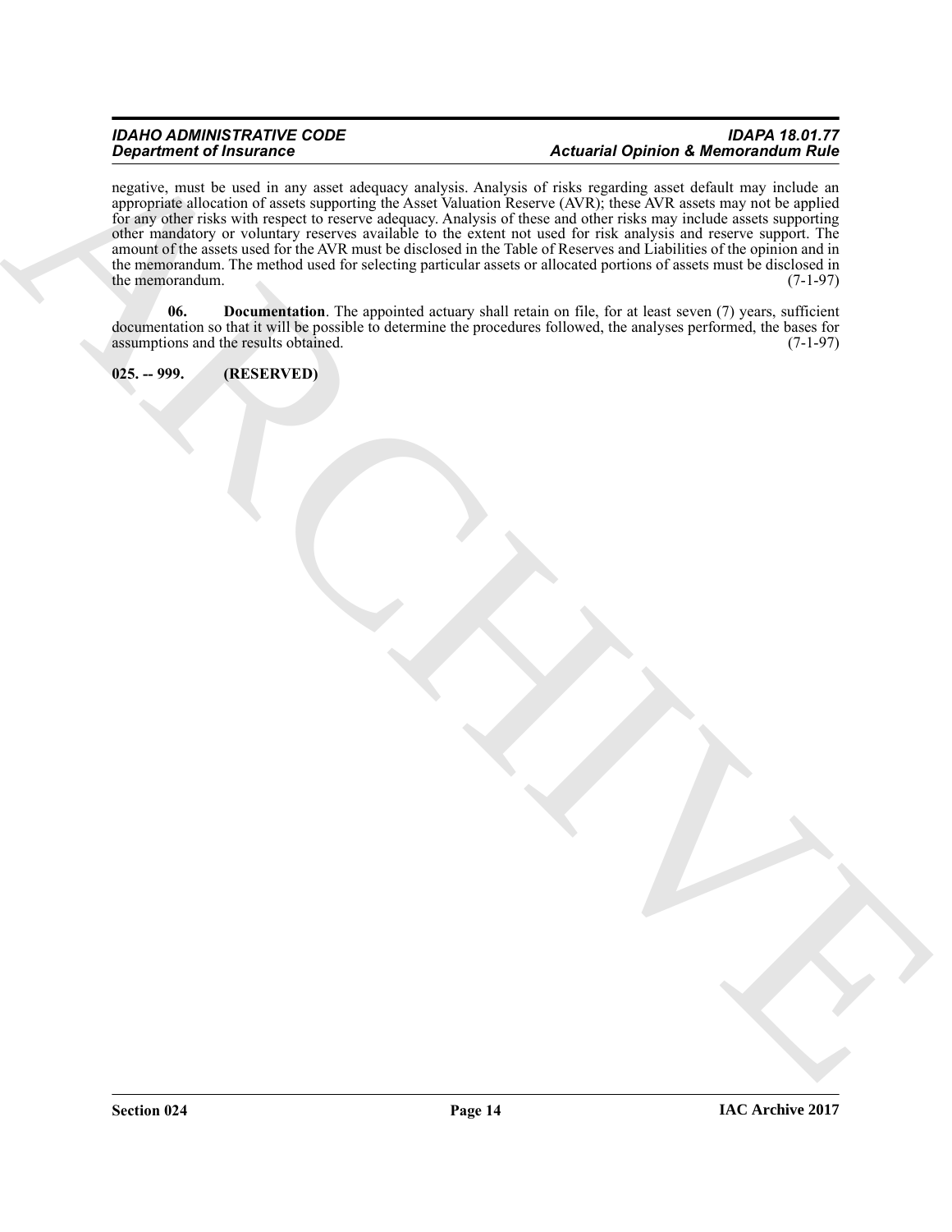negative, must be used in any asset adequacy analysis. Analysis of risks regarding asset default may include an appropriate allocation of assets supporting the Asset Valuation Reserve (AVR); these AVR assets may not be applied for any other risks with respect to reserve adequacy. Analysis of these and other risks may include assets supporting other mandatory or voluntary reserves available to the extent not used for risk analysis and reserve support. The amount of the assets used for the AVR must be disclosed in the Table of Reserves and Liabilities of the opinion and in the memorandum. The method used for selecting particular assets or allocated portions of assets must be disclosed in the memorandum. (7-1-97)

**06. Documentation**. The appointed actuary shall retain on file, for at least seven (7) years, sufficient documentation so that it will be possible to determine the procedures followed, the analyses performed, the bases for assumptions and the results obtained. (7-1-97)

**025. -- 999. (RESERVED)**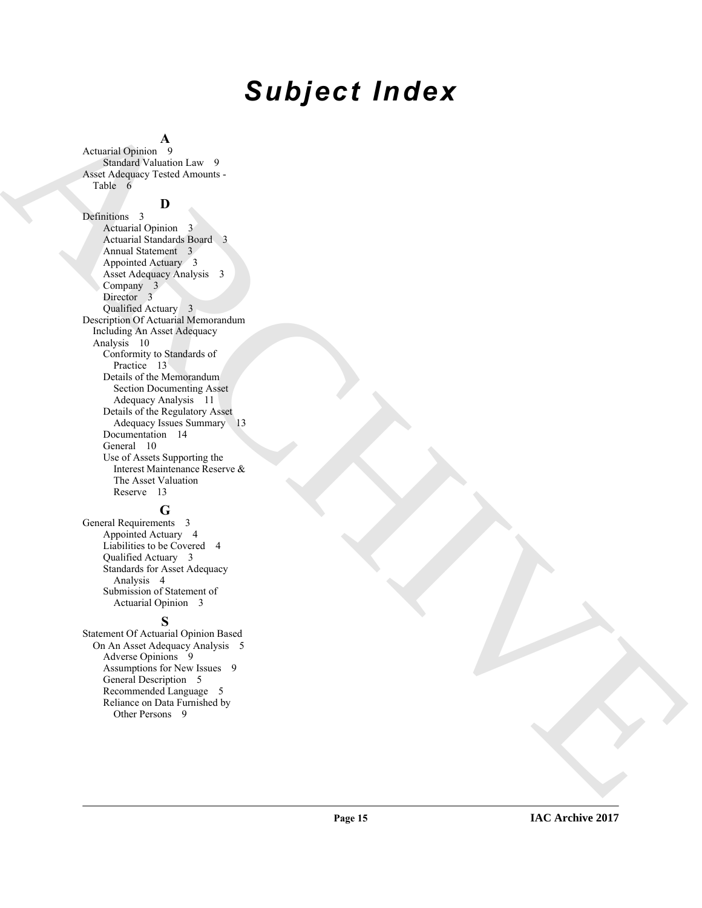# Subject Index

**A**

Actuarial Opinion 9
- Standard Valuation Law 9

Asset Adequacy Tested Amounts - Table 6

**D**

Definitions 3
- Actuarial Opinion 3
- Actuarial Standards Board 3
- Annual Statement 3
- Appointed Actuary 3
- Asset Adequacy Analysis 3
- Company 3
- Director 3
- Qualified Actuary 3

Description Of Actuarial Memorandum Including An Asset Adequacy Analysis 10
- Conformity to Standards of Practice 13
- Details of the Memorandum Section Documenting Asset Adequacy Analysis 11
- Details of the Regulatory Asset Adequacy Issues Summary 13
- Documentation 14
- General 10
- Use of Assets Supporting the Interest Maintenance Reserve & The Asset Valuation Reserve 13

**G**

General Requirements 3
- Appointed Actuary 4
- Liabilities to be Covered 4
- Qualified Actuary 3
- Standards for Asset Adequacy Analysis 4
- Submission of Statement of Actuarial Opinion 3

**S**

Statement Of Actuarial Opinion Based On An Asset Adequacy Analysis 5
- Adverse Opinions 9
- Assumptions for New Issues 9
- General Description 5
- Recommended Language 5
- Reliance on Data Furnished by Other Persons 9